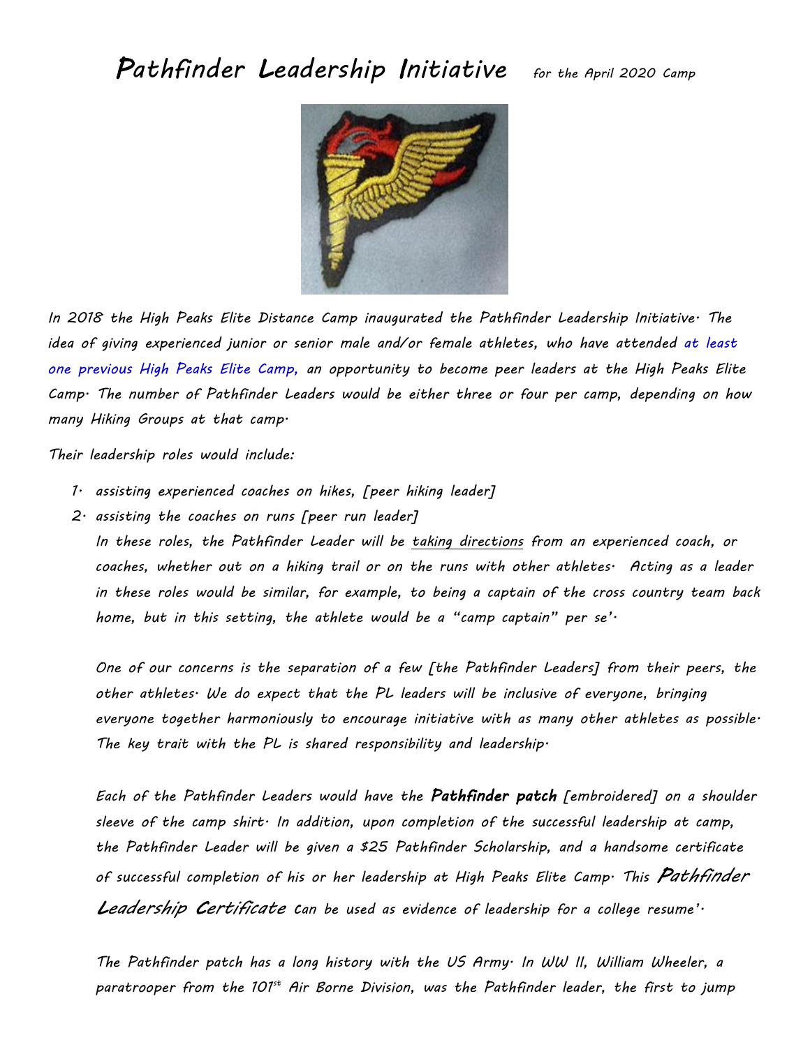# *Pathfinder Leadership Initiative* *for the April 2020 Camp*

*In 2018 the High Peaks Elite Distance Camp inaugurated the Pathfinder Leadership Initiative. The idea of giving experienced junior or senior male and/or female athletes, who have attended at least one previous High Peaks Elite Camp, an opportunity to become peer leaders at the High Peaks Elite Camp. The number of Pathfinder Leaders would be either three or four per camp, depending on how many Hiking Groups at that camp.*

*Their leadership roles would include:*

1. *assisting experienced coaches on hikes, [peer hiking leader]*
2. *assisting the coaches on runs [peer run leader]*

   *In these roles, the Pathfinder Leader will be taking directions from an experienced coach, or coaches, whether out on a hiking trail or on the runs with other athletes. Acting as a leader in these roles would be similar, for example, to being a captain of the cross country team back home, but in this setting, the athlete would be a "camp captain" per se'.*

   *One of our concerns is the separation of a few [the Pathfinder Leaders] from their peers, the other athletes. We do expect that the PL leaders will be inclusive of everyone, bringing everyone together harmoniously to encourage initiative with as many other athletes as possible. The key trait with the PL is shared responsibility and leadership.*

   *Each of the Pathfinder Leaders would have the* ***Pathfinder patch*** *[embroidered] on a shoulder sleeve of the camp shirt. In addition, upon completion of the successful leadership at camp, the Pathfinder Leader will be given a $25 Pathfinder Scholarship, and a handsome certificate of successful completion of his or her leadership at High Peaks Elite Camp. This* ***Pathfinder Leadership Certificate*** *can be used as evidence of leadership for a college resume'.*

   *The Pathfinder patch has a long history with the US Army. In WW II, William Wheeler, a paratrooper from the 101st Air Borne Division, was the Pathfinder leader, the first to jump*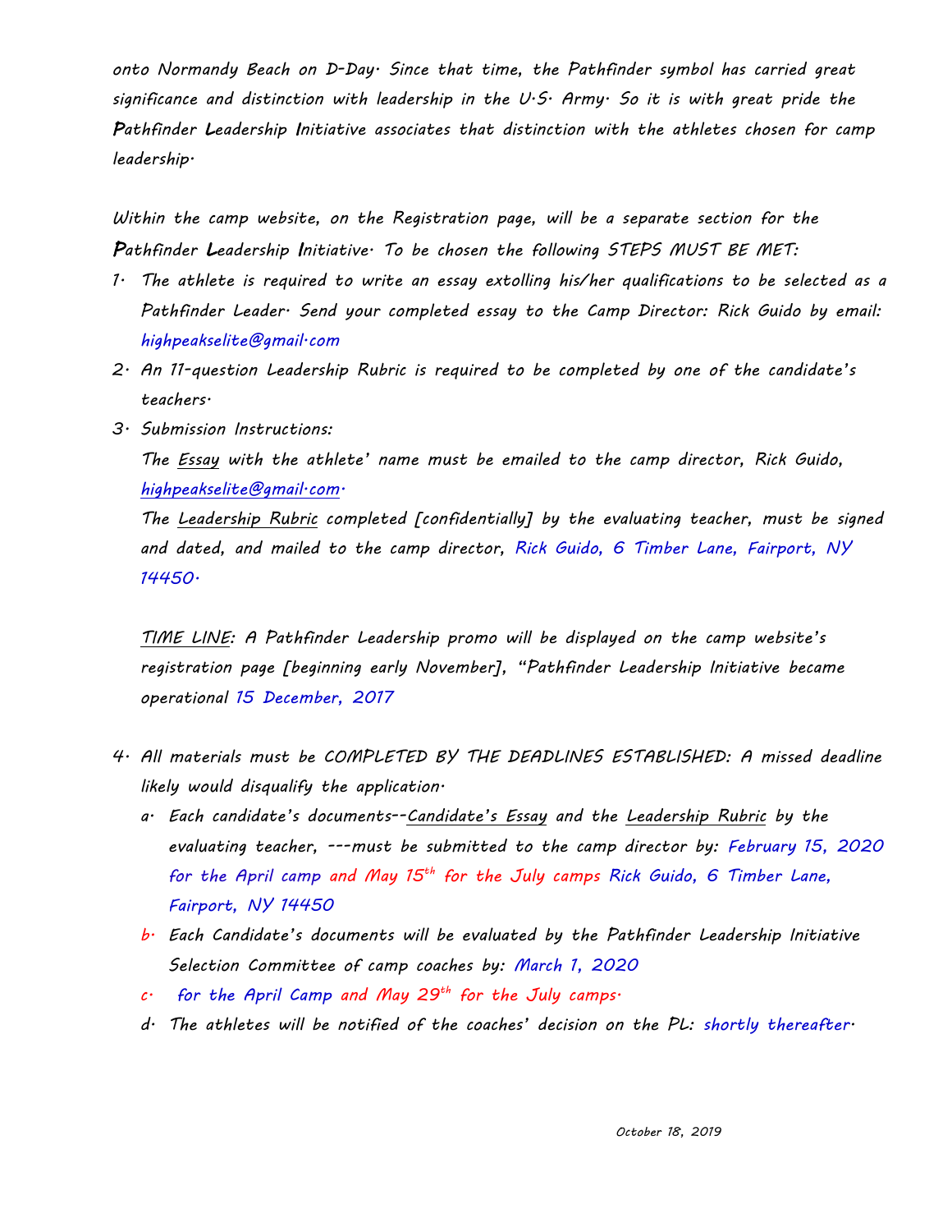*onto Normandy Beach on D-Day. Since that time, the Pathfinder symbol has carried great significance and distinction with leadership in the U.S. Army. So it is with great pride the **P**athfinder **L**eadership **I**nitiative associates that distinction with the athletes chosen for camp leadership.*

*Within the camp website, on the Registration page, will be a separate section for the **P**athfinder **L**eadership **I**nitiative. To be chosen the following STEPS MUST BE MET:*

1. *The athlete is required to write an essay extolling his/her qualifications to be selected as a Pathfinder Leader. Send your completed essay to the Camp Director: Rick Guido by email: highpeakselite@gmail.com*
2. *An 11-question Leadership Rubric is required to be completed by one of the candidate's teachers.*
3. *Submission Instructions:*

   *The Essay with the athlete' name must be emailed to the camp director, Rick Guido, highpeakselite@gmail.com.*

   *The Leadership Rubric completed [confidentially] by the evaluating teacher, must be signed and dated, and mailed to the camp director, Rick Guido, 6 Timber Lane, Fairport, NY 14450.*

   *TIME LINE: A Pathfinder Leadership promo will be displayed on the camp website's registration page [beginning early November], "Pathfinder Leadership Initiative became operational 15 December, 2017*

4. *All materials must be COMPLETED BY THE DEADLINES ESTABLISHED: A missed deadline likely would disqualify the application.*
   a. *Each candidate's documents--Candidate's Essay and the Leadership Rubric by the evaluating teacher, ---must be submitted to the camp director by: February 15, 2020 for the April camp and May 15th for the July camps Rick Guido, 6 Timber Lane, Fairport, NY 14450*
   b. *Each Candidate's documents will be evaluated by the Pathfinder Leadership Initiative Selection Committee of camp coaches by: March 1, 2020*
   c. *for the April Camp and May 29th for the July camps.*
   d. *The athletes will be notified of the coaches' decision on the PL: shortly thereafter.*

*October 18, 2019*